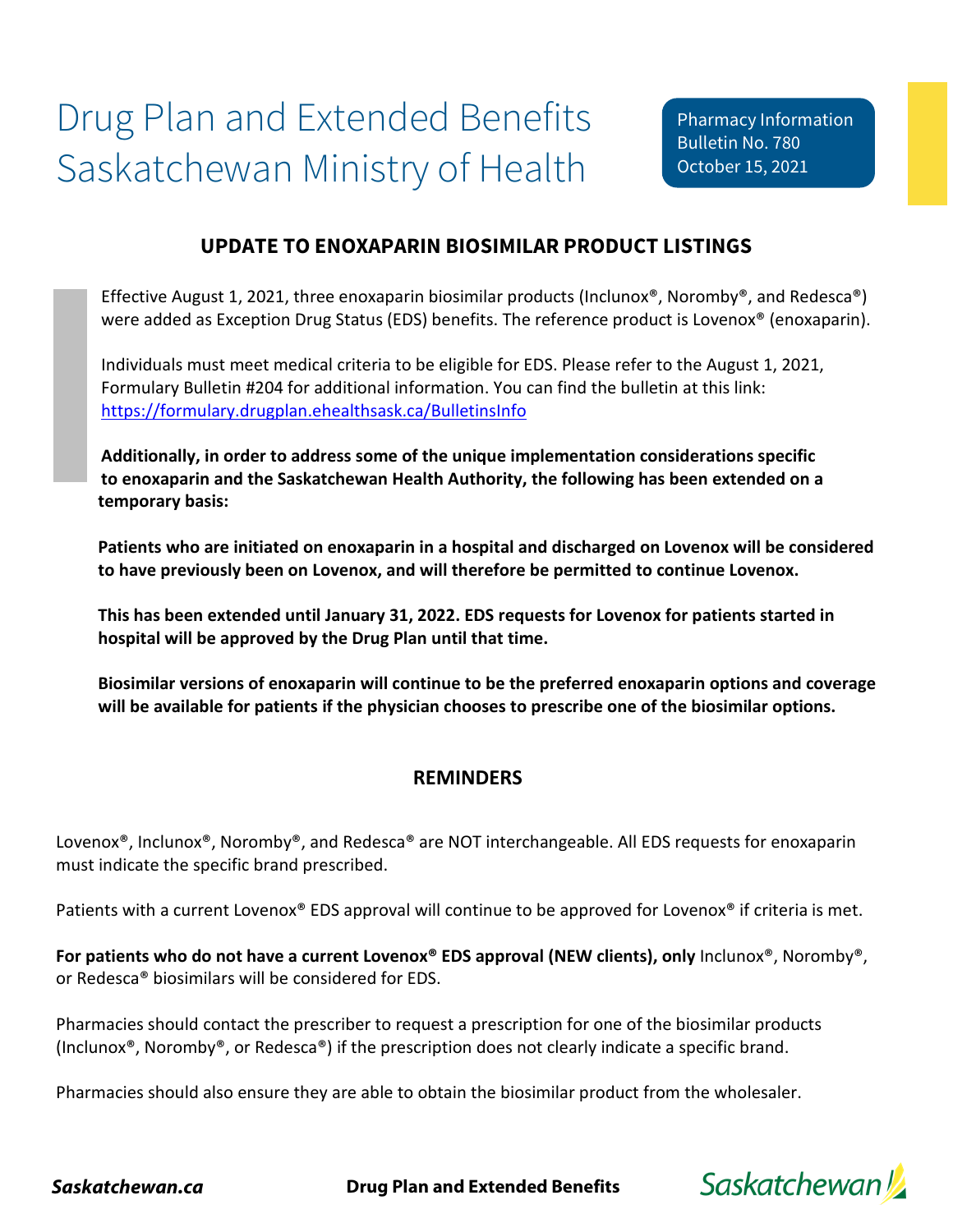# Drug Plan and Extended Benefits
# Saskatchewan Ministry of Health

Pharmacy Information Bulletin No. 780
October 15, 2021

## UPDATE TO ENOXAPARIN BIOSIMILAR PRODUCT LISTINGS

Effective August 1, 2021, three enoxaparin biosimilar products (Inclunox®, Noromby®, and Redesca®) were added as Exception Drug Status (EDS) benefits. The reference product is Lovenox® (enoxaparin).

Individuals must meet medical criteria to be eligible for EDS. Please refer to the August 1, 2021, Formulary Bulletin #204 for additional information. You can find the bulletin at this link: https://formulary.drugplan.ehealthsask.ca/BulletinsInfo

**Additionally, in order to address some of the unique implementation considerations specific to enoxaparin and the Saskatchewan Health Authority, the following has been extended on a temporary basis:**

**Patients who are initiated on enoxaparin in a hospital and discharged on Lovenox will be considered to have previously been on Lovenox, and will therefore be permitted to continue Lovenox.**

**This has been extended until January 31, 2022. EDS requests for Lovenox for patients started in hospital will be approved by the Drug Plan until that time.**

**Biosimilar versions of enoxaparin will continue to be the preferred enoxaparin options and coverage will be available for patients if the physician chooses to prescribe one of the biosimilar options.**

## REMINDERS

Lovenox®, Inclunox®, Noromby®, and Redesca® are NOT interchangeable. All EDS requests for enoxaparin must indicate the specific brand prescribed.

Patients with a current Lovenox® EDS approval will continue to be approved for Lovenox® if criteria is met.

**For patients who do not have a current Lovenox® EDS approval (NEW clients), only** Inclunox®, Noromby®, or Redesca® biosimilars will be considered for EDS.

Pharmacies should contact the prescriber to request a prescription for one of the biosimilar products (Inclunox®, Noromby®, or Redesca®) if the prescription does not clearly indicate a specific brand.

Pharmacies should also ensure they are able to obtain the biosimilar product from the wholesaler.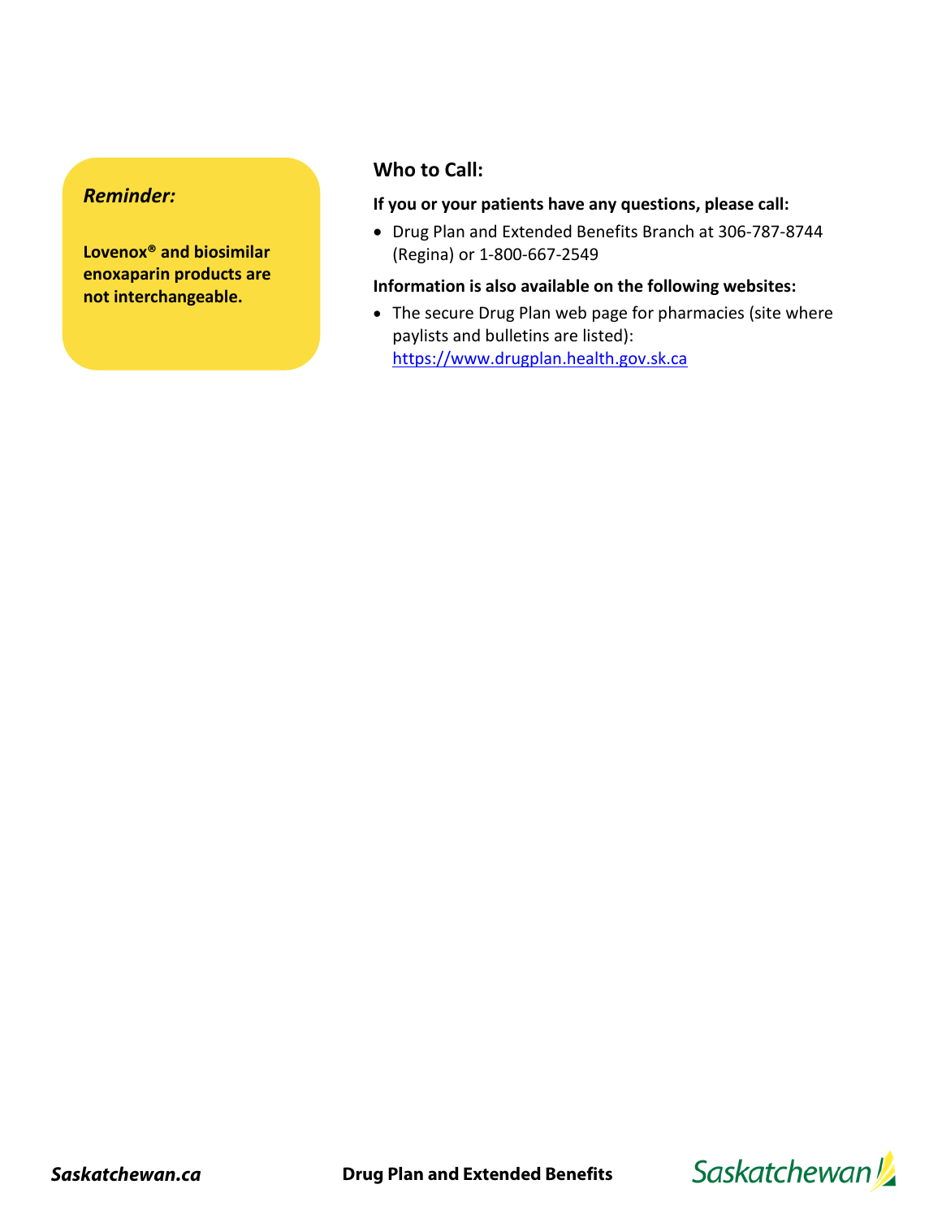*Reminder:*

**Lovenox® and biosimilar enoxaparin products are not interchangeable.**

## Who to Call:

**If you or your patients have any questions, please call:**

- Drug Plan and Extended Benefits Branch at 306-787-8744 (Regina) or 1-800-667-2549

**Information is also available on the following websites:**

- The secure Drug Plan web page for pharmacies (site where paylists and bulletins are listed): https://www.drugplan.health.gov.sk.ca